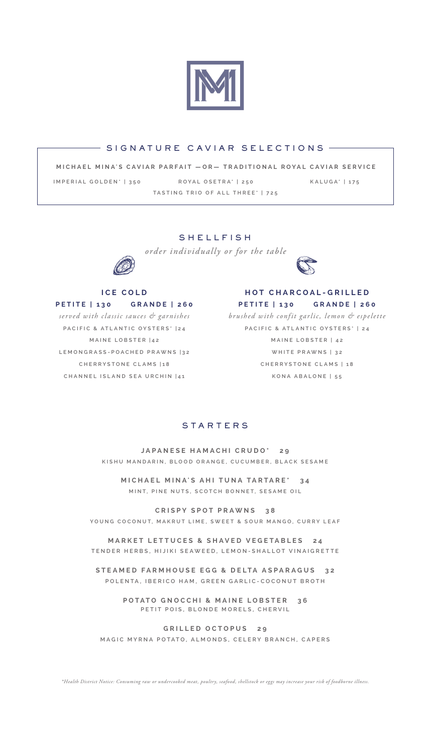## SIGNATURE CAVIAR SELECTIONS

**MICHAEL MINA'S CAVIAR PARFAIT —OR— TRADITIONAL ROYAL CAVIAR SERVICE**

IMPERIAL GOLDEN* | 350 ROYAL OSETRA* | 250 KALUGA* | 175

TASTING TRIO OF ALL THREE* | 725

## SHELLFISH

*order individually or for the table*

### ICE COLD

**PETITE | 130 GRANDE | 260**

*served with classic sauces & garnishes*

PACIFIC & ATLANTIC OYSTERS* |24

MAINE LOBSTER |42

LEMONGRASS-POACHED PRAWNS |32

CHERRYSTONE CLAMS |18

CHANNEL ISLAND SEA URCHIN |41

### HOT CHARCOAL-GRILLED

**PETITE | 130 GRANDE | 260**

*brushed with confit garlic, lemon & espelette*

PACIFIC & ATLANTIC OYSTERS* | 24

MAINE LOBSTER | 42

WHITE PRAWNS | 32

CHERRYSTONE CLAMS | 18

KONA ABALONE | 55

## STARTERS

**JAPANESE HAMACHI CRUDO* 29**
KISHU MANDARIN, BLOOD ORANGE, CUCUMBER, BLACK SESAME

**MICHAEL MINA'S AHI TUNA TARTARE* 34**
MINT, PINE NUTS, SCOTCH BONNET, SESAME OIL

**CRISPY SPOT PRAWNS 38**
YOUNG COCONUT, MAKRUT LIME, SWEET & SOUR MANGO, CURRY LEAF

**MARKET LETTUCES & SHAVED VEGETABLES 24**
TENDER HERBS, HIJIKI SEAWEED, LEMON-SHALLOT VINAIGRETTE

**STEAMED FARMHOUSE EGG & DELTA ASPARAGUS 32**
POLENTA, IBERICO HAM, GREEN GARLIC-COCONUT BROTH

**POTATO GNOCCHI & MAINE LOBSTER 36**
PETIT POIS, BLONDE MORELS, CHERVIL

**GRILLED OCTOPUS 29**
MAGIC MYRNA POTATO, ALMONDS, CELERY BRANCH, CAPERS

*\*Health District Notice: Consuming raw or undercooked meat, poultry, seafood, shellstock or eggs may increase your risk of foodborne illness.*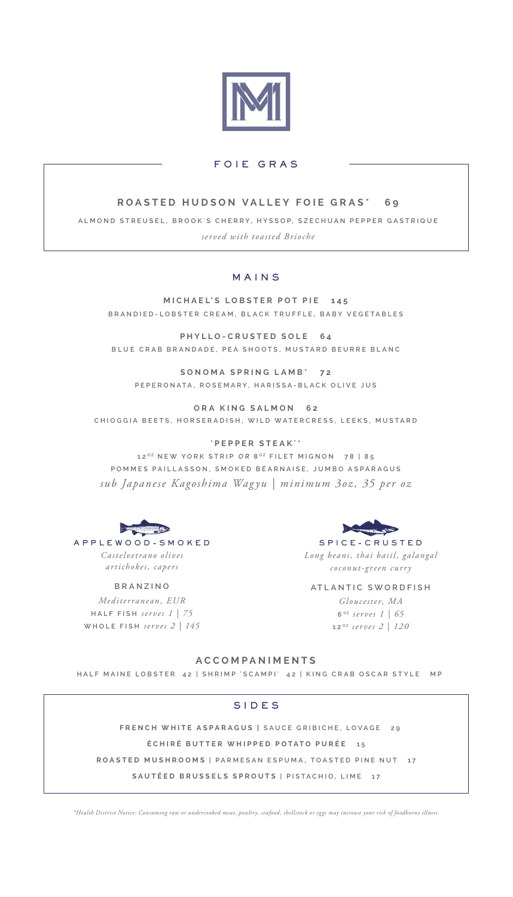## FOIE GRAS

**ROASTED HUDSON VALLEY FOIE GRAS* 69**

ALMOND STREUSEL, BROOK'S CHERRY, HYSSOP, SZECHUAN PEPPER GASTRIQUE

*served with toasted Brioche*

## MAINS

**MICHAEL'S LOBSTER POT PIE 145**

BRANDIED-LOBSTER CREAM, BLACK TRUFFLE, BABY VEGETABLES

**PHYLLO-CRUSTED SOLE 64**

BLUE CRAB BRANDADE, PEA SHOOTS, MUSTARD BEURRE BLANC

**SONOMA SPRING LAMB* 72**

PEPERONATA, ROSEMARY, HARISSA-BLACK OLIVE JUS

**ORA KING SALMON 62**

CHIOGGIA BEETS, HORSERADISH, WILD WATERCRESS, LEEKS, MUSTARD

**"PEPPER STEAK"***

12[oz] NEW YORK STRIP *OR* 8[oz] FILET MIGNON 78 | 85

POMMES PAILLASSON, SMOKED BÉARNAISE, JUMBO ASPARAGUS

*sub Japanese Kagoshima Wagyu | minimum 3oz, 35 per oz*

APPLEWOOD-SMOKED

*Castelvetrano olives*
*artichokes, capers*

**BRANZINO**

*Mediterranean, EUR*

HALF FISH *serves 1 | 75*

WHOLE FISH *serves 2 | 145*

SPICE-CRUSTED

*Long beans, thai basil, galangal*
*coconut-green curry*

**ATLANTIC SWORDFISH**

*Gloucester, MA*

6[oz] *serves 1 | 65*

12[oz] *serves 2 | 120*

### ACCOMPANIMENTS

HALF MAINE LOBSTER 42 | SHRIMP 'SCAMPI' 42 | KING CRAB OSCAR STYLE MP

## SIDES

**FRENCH WHITE ASPARAGUS** | SAUCE GRIBICHE, LOVAGE 29

**ÉCHIRÉ BUTTER WHIPPED POTATO PURÉE** 15

**ROASTED MUSHROOMS** | PARMESAN ESPUMA, TOASTED PINE NUT 17

**SAUTÉED BRUSSELS SPROUTS** | PISTACHIO, LIME 17

*\*Health District Notice: Consuming raw or undercooked meat, poultry, seafood, shellstock or eggs may increase your risk of foodborne illness.*